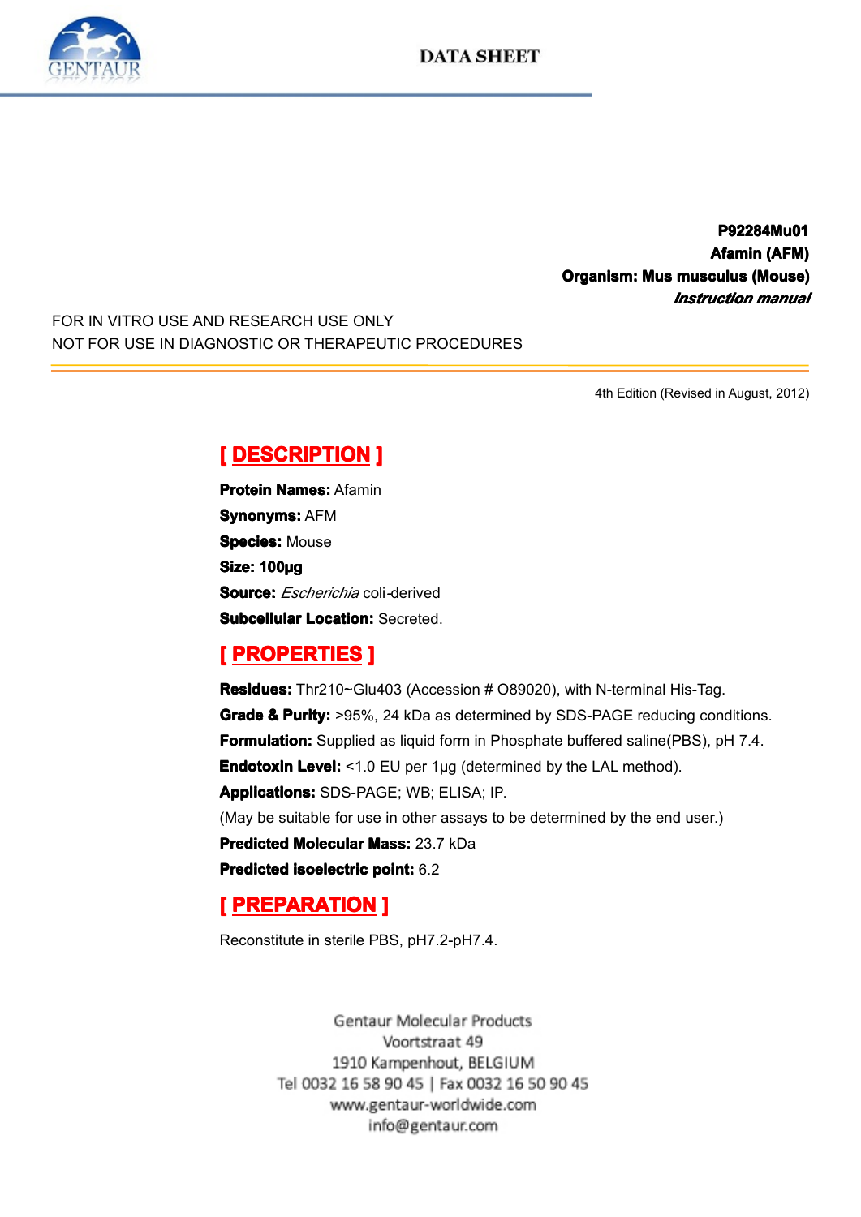DATA SHEET

**P92284Mu01**
**Afamin (AFM)**
**Organism: Mus musculus (Mouse)**
***Instruction manual***

FOR IN VITRO USE AND RESEARCH USE ONLY
NOT FOR USE IN DIAGNOSTIC OR THERAPEUTIC PROCEDURES

4th Edition (Revised in August, 2012)

## [ DESCRIPTION ]

**Protein Names:** Afamin
**Synonyms:** AFM
**Species:** Mouse
**Size: 100µg**
**Source:** *Escherichia* coli-derived
**Subcellular Location:** Secreted.

## [ PROPERTIES ]

**Residues:** Thr210~Glu403 (Accession # O89020), with N-terminal His-Tag.
**Grade & Purity:** >95%, 24 kDa as determined by SDS-PAGE reducing conditions.
**Formulation:** Supplied as liquid form in Phosphate buffered saline(PBS), pH 7.4.
**Endotoxin Level:** <1.0 EU per 1µg (determined by the LAL method).
**Applications:** SDS-PAGE; WB; ELISA; IP.
(May be suitable for use in other assays to be determined by the end user.)
**Predicted Molecular Mass:** 23.7 kDa
**Predicted isoelectric point:** 6.2

## [ PREPARATION ]

Reconstitute in sterile PBS, pH7.2-pH7.4.

Gentaur Molecular Products
Voortstraat 49
1910 Kampenhout, BELGIUM
Tel 0032 16 58 90 45 | Fax 0032 16 50 90 45
www.gentaur-worldwide.com
info@gentaur.com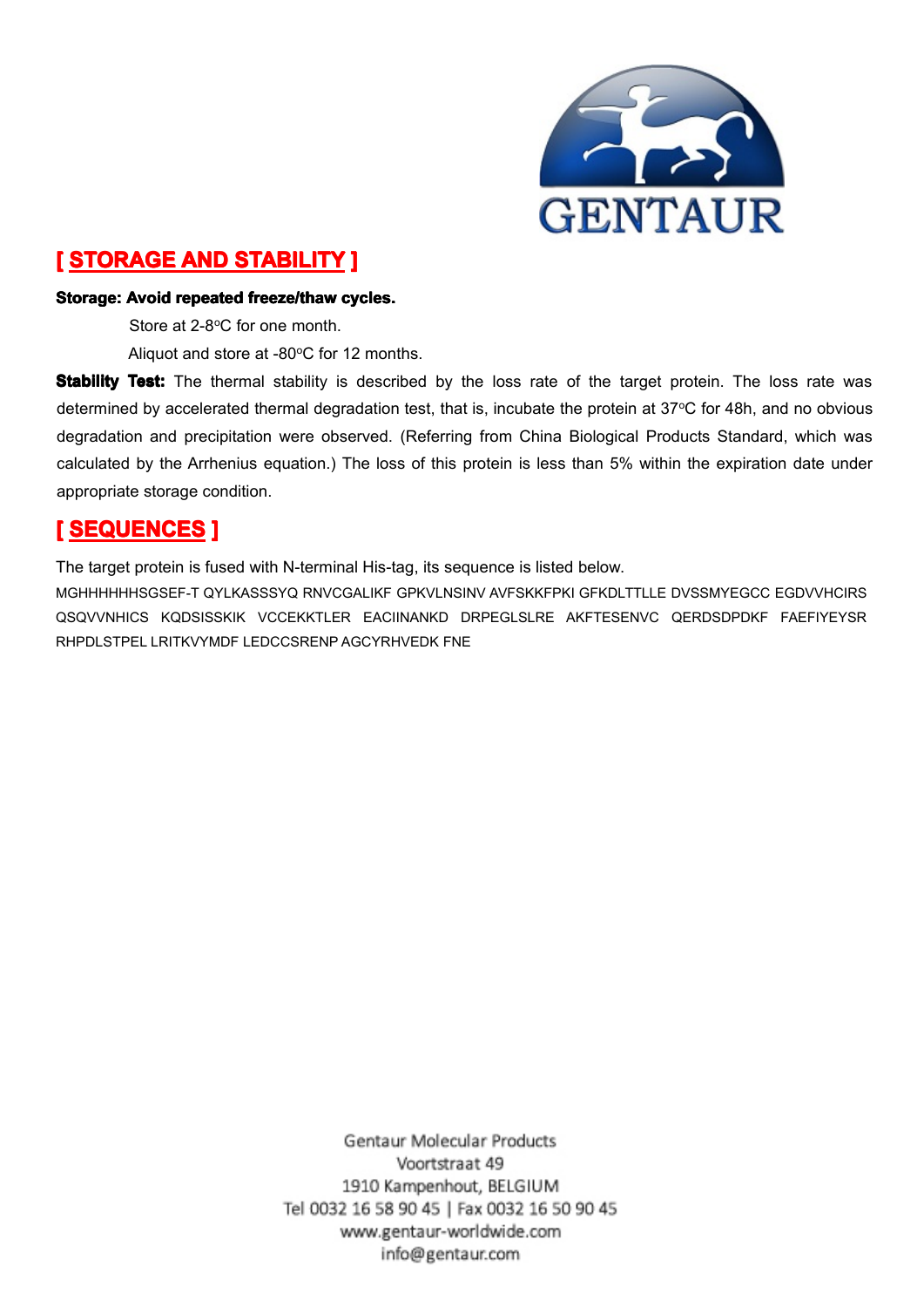## [ STORAGE AND STABILITY ]

**Storage: Avoid repeated freeze/thaw cycles.**

Store at 2-8$^{o}$C for one month.

Aliquot and store at -80$^{o}$C for 12 months.

**Stability Test:** The thermal stability is described by the loss rate of the target protein. The loss rate was determined by accelerated thermal degradation test, that is, incubate the protein at 37$^{o}$C for 48h, and no obvious degradation and precipitation were observed. (Referring from China Biological Products Standard, which was calculated by the Arrhenius equation.) The loss of this protein is less than 5% within the expiration date under appropriate storage condition.

## [ SEQUENCES ]

The target protein is fused with N-terminal His-tag, its sequence is listed below.

MGHHHHHHSGSEF-T QYLKASSSYQ RNVCGALIKF GPKVLNSINV AVFSKKFPKI GFKDLTTLLE DVSSMYEGCC EGDVVHCIRS QSQVVNHICS KQDSISSKIK VCCEKKTLER EACIINANKD DRPEGLSLRE AKFTESENVC QERDSDPDKF FAEFIYEYSR RHPDLSTPEL LRITKVYMDF LEDCCSRENP AGCYRHVEDK FNE